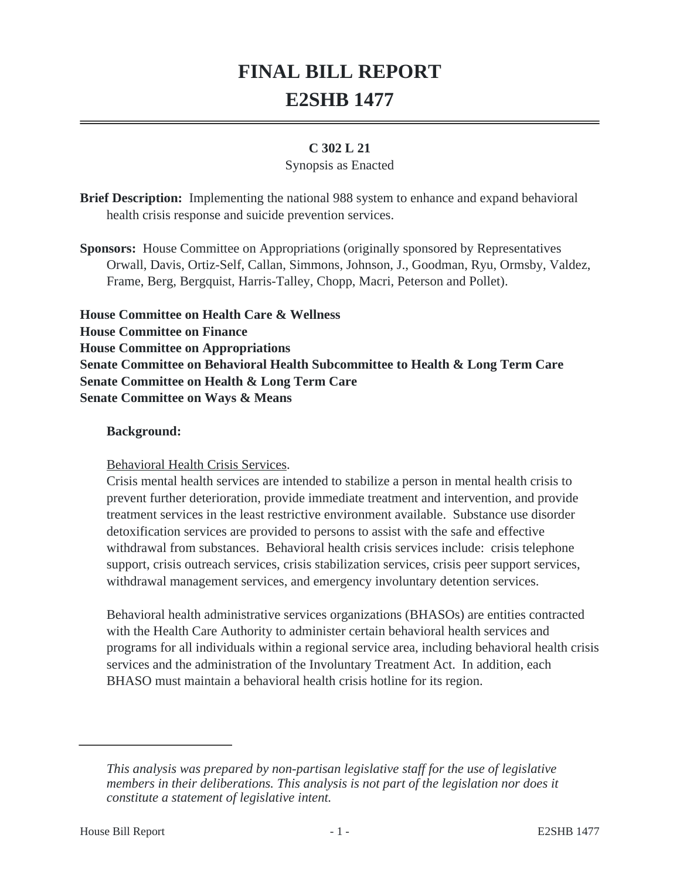# FINAL BILL REPORT
# E2SHB 1477

**C 302 L 21**

Synopsis as Enacted

**Brief Description:** Implementing the national 988 system to enhance and expand behavioral health crisis response and suicide prevention services.

**Sponsors:** House Committee on Appropriations (originally sponsored by Representatives Orwall, Davis, Ortiz-Self, Callan, Simmons, Johnson, J., Goodman, Ryu, Ormsby, Valdez, Frame, Berg, Bergquist, Harris-Talley, Chopp, Macri, Peterson and Pollet).

**House Committee on Health Care & Wellness**
**House Committee on Finance**
**House Committee on Appropriations**
**Senate Committee on Behavioral Health Subcommittee to Health & Long Term Care**
**Senate Committee on Health & Long Term Care**
**Senate Committee on Ways & Means**

**Background:**

Behavioral Health Crisis Services.

Crisis mental health services are intended to stabilize a person in mental health crisis to prevent further deterioration, provide immediate treatment and intervention, and provide treatment services in the least restrictive environment available. Substance use disorder detoxification services are provided to persons to assist with the safe and effective withdrawal from substances. Behavioral health crisis services include: crisis telephone support, crisis outreach services, crisis stabilization services, crisis peer support services, withdrawal management services, and emergency involuntary detention services.

Behavioral health administrative services organizations (BHASOs) are entities contracted with the Health Care Authority to administer certain behavioral health services and programs for all individuals within a regional service area, including behavioral health crisis services and the administration of the Involuntary Treatment Act. In addition, each BHASO must maintain a behavioral health crisis hotline for its region.

---

*This analysis was prepared by non-partisan legislative staff for the use of legislative members in their deliberations. This analysis is not part of the legislation nor does it constitute a statement of legislative intent.*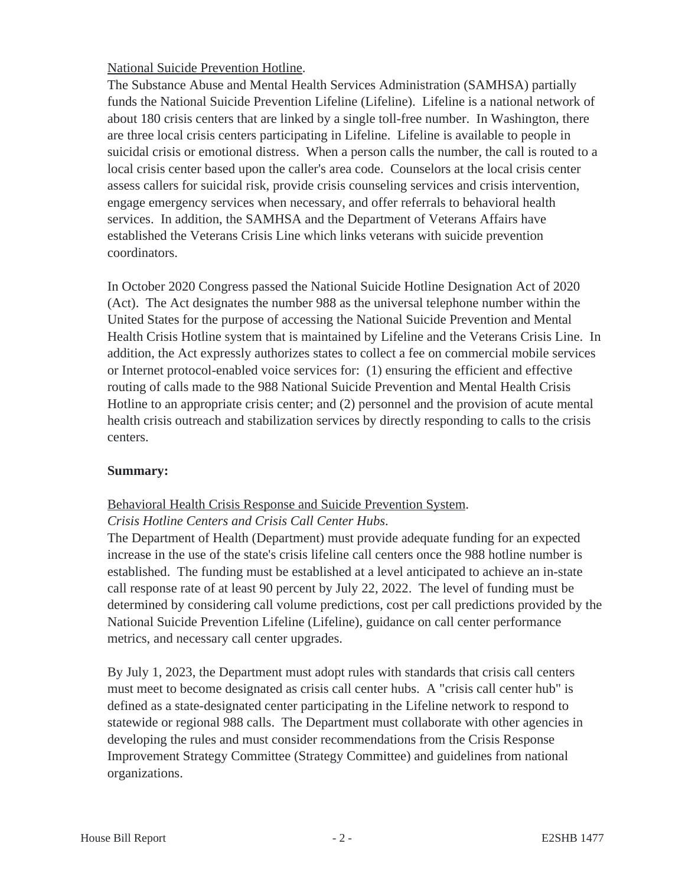<u>National Suicide Prevention Hotline</u>.

The Substance Abuse and Mental Health Services Administration (SAMHSA) partially funds the National Suicide Prevention Lifeline (Lifeline). Lifeline is a national network of about 180 crisis centers that are linked by a single toll-free number. In Washington, there are three local crisis centers participating in Lifeline. Lifeline is available to people in suicidal crisis or emotional distress. When a person calls the number, the call is routed to a local crisis center based upon the caller's area code. Counselors at the local crisis center assess callers for suicidal risk, provide crisis counseling services and crisis intervention, engage emergency services when necessary, and offer referrals to behavioral health services. In addition, the SAMHSA and the Department of Veterans Affairs have established the Veterans Crisis Line which links veterans with suicide prevention coordinators.

In October 2020 Congress passed the National Suicide Hotline Designation Act of 2020 (Act). The Act designates the number 988 as the universal telephone number within the United States for the purpose of accessing the National Suicide Prevention and Mental Health Crisis Hotline system that is maintained by Lifeline and the Veterans Crisis Line. In addition, the Act expressly authorizes states to collect a fee on commercial mobile services or Internet protocol-enabled voice services for: (1) ensuring the efficient and effective routing of calls made to the 988 National Suicide Prevention and Mental Health Crisis Hotline to an appropriate crisis center; and (2) personnel and the provision of acute mental health crisis outreach and stabilization services by directly responding to calls to the crisis centers.

**Summary:**

<u>Behavioral Health Crisis Response and Suicide Prevention System</u>.

*Crisis Hotline Centers and Crisis Call Center Hubs.*

The Department of Health (Department) must provide adequate funding for an expected increase in the use of the state's crisis lifeline call centers once the 988 hotline number is established. The funding must be established at a level anticipated to achieve an in-state call response rate of at least 90 percent by July 22, 2022. The level of funding must be determined by considering call volume predictions, cost per call predictions provided by the National Suicide Prevention Lifeline (Lifeline), guidance on call center performance metrics, and necessary call center upgrades.

By July 1, 2023, the Department must adopt rules with standards that crisis call centers must meet to become designated as crisis call center hubs. A "crisis call center hub" is defined as a state-designated center participating in the Lifeline network to respond to statewide or regional 988 calls. The Department must collaborate with other agencies in developing the rules and must consider recommendations from the Crisis Response Improvement Strategy Committee (Strategy Committee) and guidelines from national organizations.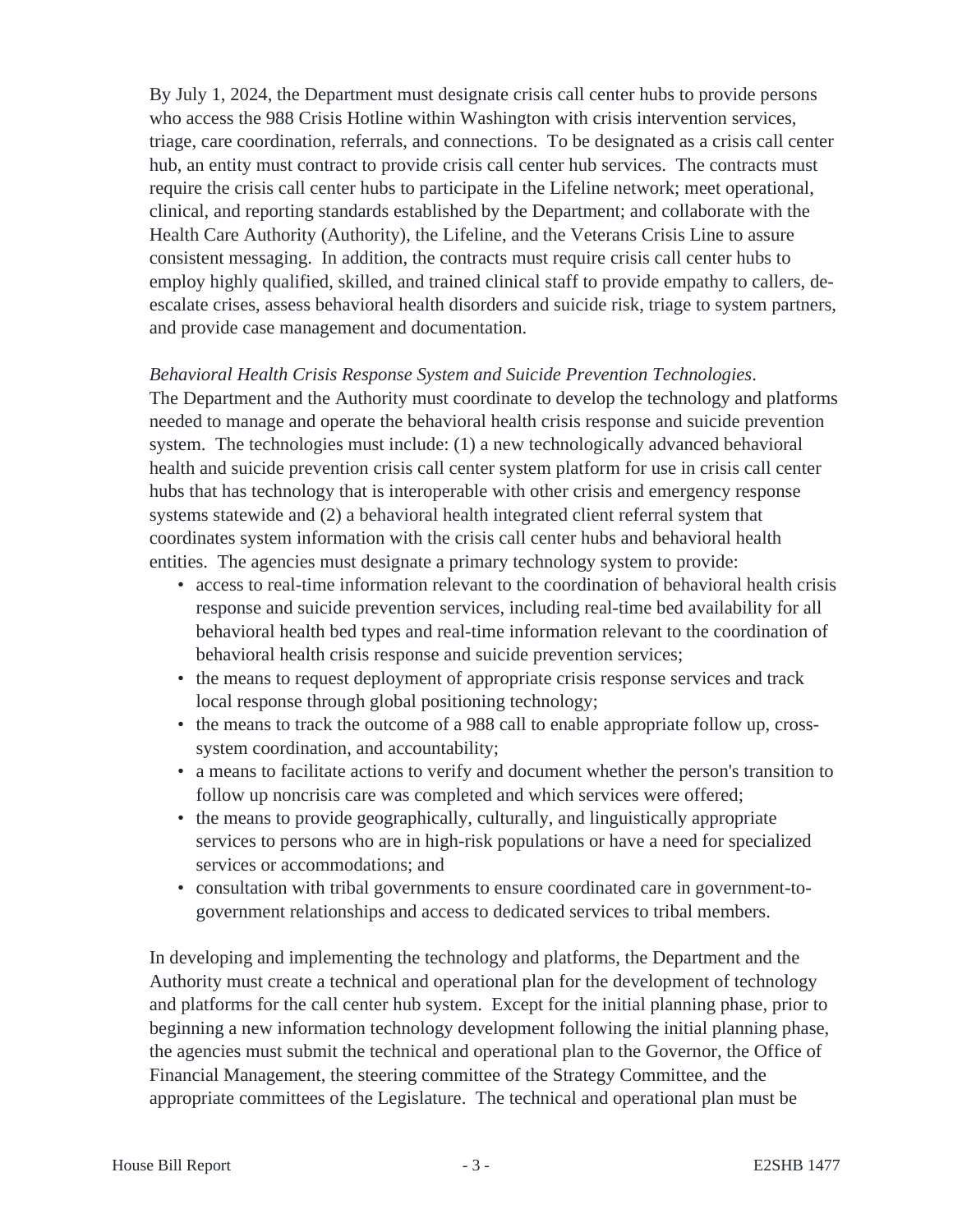By July 1, 2024, the Department must designate crisis call center hubs to provide persons who access the 988 Crisis Hotline within Washington with crisis intervention services, triage, care coordination, referrals, and connections. To be designated as a crisis call center hub, an entity must contract to provide crisis call center hub services. The contracts must require the crisis call center hubs to participate in the Lifeline network; meet operational, clinical, and reporting standards established by the Department; and collaborate with the Health Care Authority (Authority), the Lifeline, and the Veterans Crisis Line to assure consistent messaging. In addition, the contracts must require crisis call center hubs to employ highly qualified, skilled, and trained clinical staff to provide empathy to callers, de-escalate crises, assess behavioral health disorders and suicide risk, triage to system partners, and provide case management and documentation.

*Behavioral Health Crisis Response System and Suicide Prevention Technologies*. The Department and the Authority must coordinate to develop the technology and platforms needed to manage and operate the behavioral health crisis response and suicide prevention system. The technologies must include: (1) a new technologically advanced behavioral health and suicide prevention crisis call center system platform for use in crisis call center hubs that has technology that is interoperable with other crisis and emergency response systems statewide and (2) a behavioral health integrated client referral system that coordinates system information with the crisis call center hubs and behavioral health entities. The agencies must designate a primary technology system to provide:

- access to real-time information relevant to the coordination of behavioral health crisis response and suicide prevention services, including real-time bed availability for all behavioral health bed types and real-time information relevant to the coordination of behavioral health crisis response and suicide prevention services;
- the means to request deployment of appropriate crisis response services and track local response through global positioning technology;
- the means to track the outcome of a 988 call to enable appropriate follow up, cross-system coordination, and accountability;
- a means to facilitate actions to verify and document whether the person's transition to follow up noncrisis care was completed and which services were offered;
- the means to provide geographically, culturally, and linguistically appropriate services to persons who are in high-risk populations or have a need for specialized services or accommodations; and
- consultation with tribal governments to ensure coordinated care in government-to-government relationships and access to dedicated services to tribal members.

In developing and implementing the technology and platforms, the Department and the Authority must create a technical and operational plan for the development of technology and platforms for the call center hub system. Except for the initial planning phase, prior to beginning a new information technology development following the initial planning phase, the agencies must submit the technical and operational plan to the Governor, the Office of Financial Management, the steering committee of the Strategy Committee, and the appropriate committees of the Legislature. The technical and operational plan must be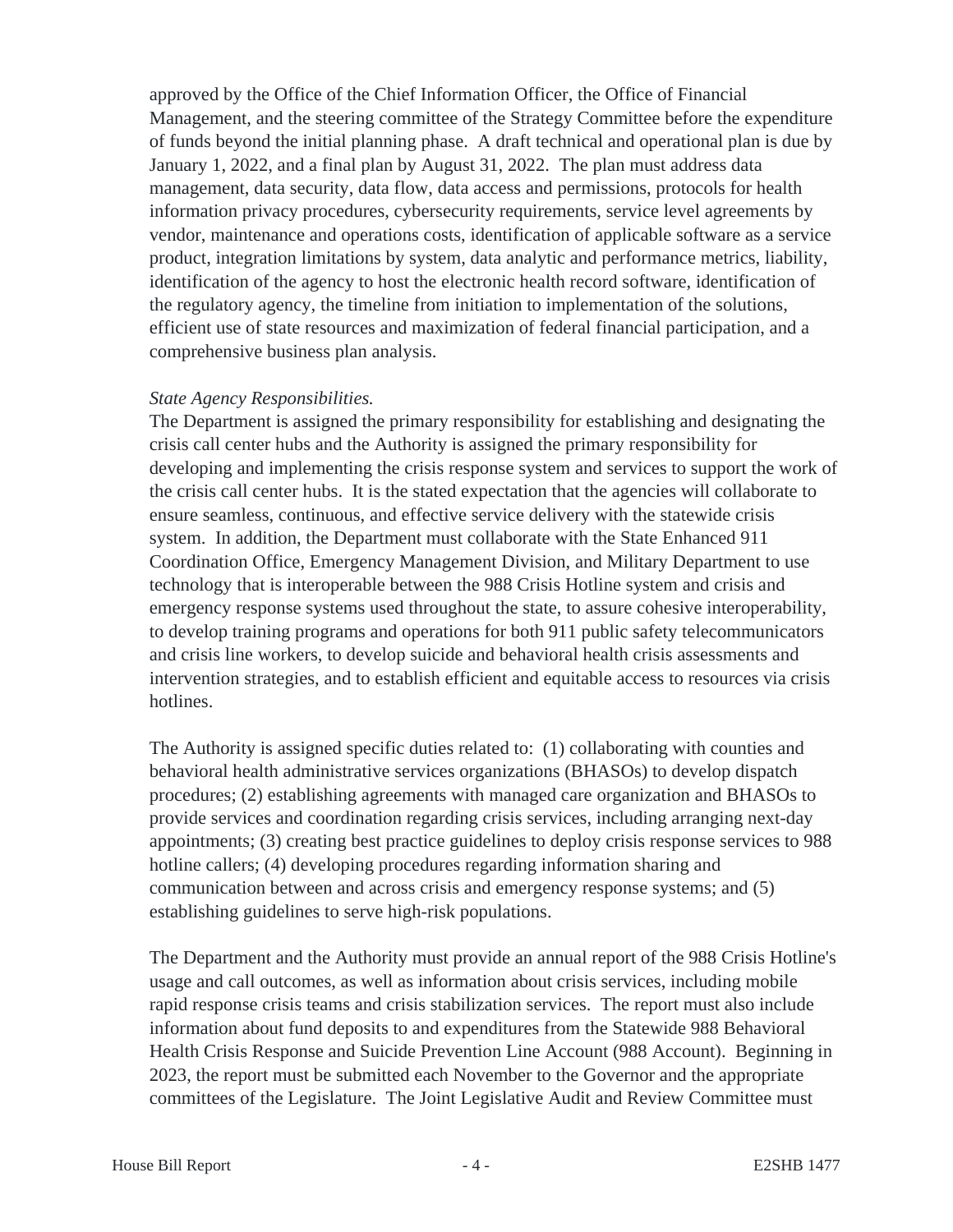approved by the Office of the Chief Information Officer, the Office of Financial Management, and the steering committee of the Strategy Committee before the expenditure of funds beyond the initial planning phase. A draft technical and operational plan is due by January 1, 2022, and a final plan by August 31, 2022. The plan must address data management, data security, data flow, data access and permissions, protocols for health information privacy procedures, cybersecurity requirements, service level agreements by vendor, maintenance and operations costs, identification of applicable software as a service product, integration limitations by system, data analytic and performance metrics, liability, identification of the agency to host the electronic health record software, identification of the regulatory agency, the timeline from initiation to implementation of the solutions, efficient use of state resources and maximization of federal financial participation, and a comprehensive business plan analysis.

*State Agency Responsibilities.*

The Department is assigned the primary responsibility for establishing and designating the crisis call center hubs and the Authority is assigned the primary responsibility for developing and implementing the crisis response system and services to support the work of the crisis call center hubs. It is the stated expectation that the agencies will collaborate to ensure seamless, continuous, and effective service delivery with the statewide crisis system. In addition, the Department must collaborate with the State Enhanced 911 Coordination Office, Emergency Management Division, and Military Department to use technology that is interoperable between the 988 Crisis Hotline system and crisis and emergency response systems used throughout the state, to assure cohesive interoperability, to develop training programs and operations for both 911 public safety telecommunicators and crisis line workers, to develop suicide and behavioral health crisis assessments and intervention strategies, and to establish efficient and equitable access to resources via crisis hotlines.

The Authority is assigned specific duties related to: (1) collaborating with counties and behavioral health administrative services organizations (BHASOs) to develop dispatch procedures; (2) establishing agreements with managed care organization and BHASOs to provide services and coordination regarding crisis services, including arranging next-day appointments; (3) creating best practice guidelines to deploy crisis response services to 988 hotline callers; (4) developing procedures regarding information sharing and communication between and across crisis and emergency response systems; and (5) establishing guidelines to serve high-risk populations.

The Department and the Authority must provide an annual report of the 988 Crisis Hotline's usage and call outcomes, as well as information about crisis services, including mobile rapid response crisis teams and crisis stabilization services. The report must also include information about fund deposits to and expenditures from the Statewide 988 Behavioral Health Crisis Response and Suicide Prevention Line Account (988 Account). Beginning in 2023, the report must be submitted each November to the Governor and the appropriate committees of the Legislature. The Joint Legislative Audit and Review Committee must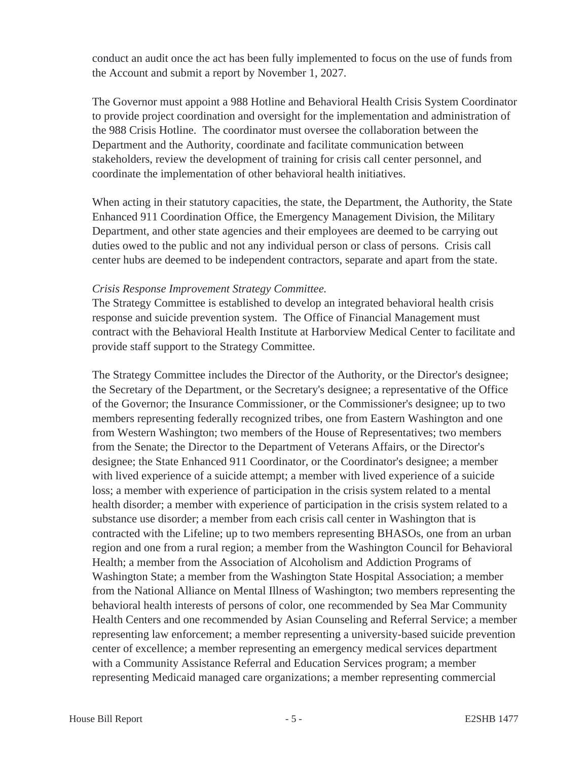conduct an audit once the act has been fully implemented to focus on the use of funds from the Account and submit a report by November 1, 2027.

The Governor must appoint a 988 Hotline and Behavioral Health Crisis System Coordinator to provide project coordination and oversight for the implementation and administration of the 988 Crisis Hotline. The coordinator must oversee the collaboration between the Department and the Authority, coordinate and facilitate communication between stakeholders, review the development of training for crisis call center personnel, and coordinate the implementation of other behavioral health initiatives.

When acting in their statutory capacities, the state, the Department, the Authority, the State Enhanced 911 Coordination Office, the Emergency Management Division, the Military Department, and other state agencies and their employees are deemed to be carrying out duties owed to the public and not any individual person or class of persons. Crisis call center hubs are deemed to be independent contractors, separate and apart from the state.

*Crisis Response Improvement Strategy Committee.*

The Strategy Committee is established to develop an integrated behavioral health crisis response and suicide prevention system. The Office of Financial Management must contract with the Behavioral Health Institute at Harborview Medical Center to facilitate and provide staff support to the Strategy Committee.

The Strategy Committee includes the Director of the Authority, or the Director's designee; the Secretary of the Department, or the Secretary's designee; a representative of the Office of the Governor; the Insurance Commissioner, or the Commissioner's designee; up to two members representing federally recognized tribes, one from Eastern Washington and one from Western Washington; two members of the House of Representatives; two members from the Senate; the Director to the Department of Veterans Affairs, or the Director's designee; the State Enhanced 911 Coordinator, or the Coordinator's designee; a member with lived experience of a suicide attempt; a member with lived experience of a suicide loss; a member with experience of participation in the crisis system related to a mental health disorder; a member with experience of participation in the crisis system related to a substance use disorder; a member from each crisis call center in Washington that is contracted with the Lifeline; up to two members representing BHASOs, one from an urban region and one from a rural region; a member from the Washington Council for Behavioral Health; a member from the Association of Alcoholism and Addiction Programs of Washington State; a member from the Washington State Hospital Association; a member from the National Alliance on Mental Illness of Washington; two members representing the behavioral health interests of persons of color, one recommended by Sea Mar Community Health Centers and one recommended by Asian Counseling and Referral Service; a member representing law enforcement; a member representing a university-based suicide prevention center of excellence; a member representing an emergency medical services department with a Community Assistance Referral and Education Services program; a member representing Medicaid managed care organizations; a member representing commercial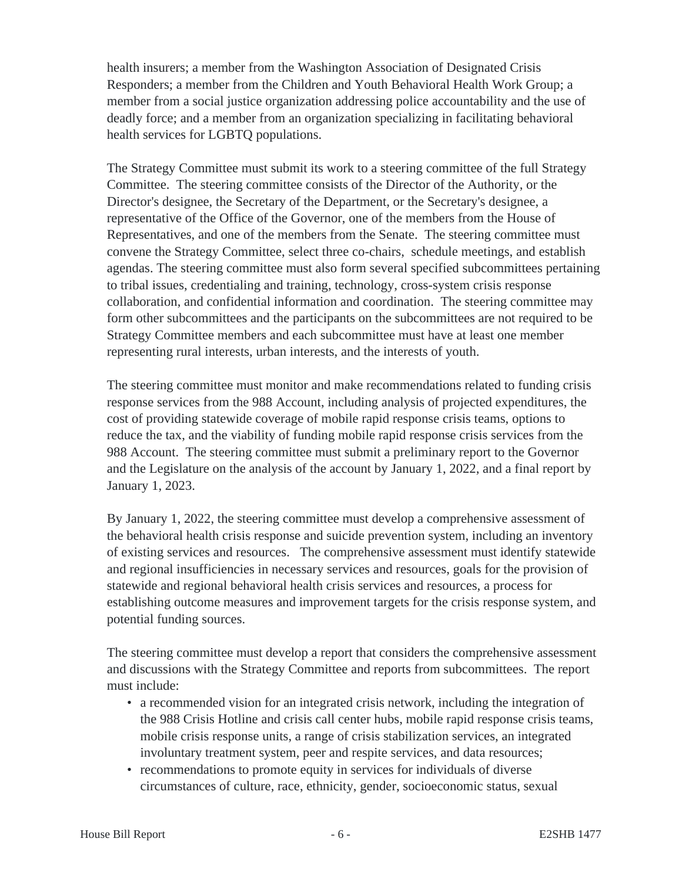health insurers; a member from the Washington Association of Designated Crisis Responders; a member from the Children and Youth Behavioral Health Work Group; a member from a social justice organization addressing police accountability and the use of deadly force; and a member from an organization specializing in facilitating behavioral health services for LGBTQ populations.

The Strategy Committee must submit its work to a steering committee of the full Strategy Committee. The steering committee consists of the Director of the Authority, or the Director's designee, the Secretary of the Department, or the Secretary's designee, a representative of the Office of the Governor, one of the members from the House of Representatives, and one of the members from the Senate. The steering committee must convene the Strategy Committee, select three co-chairs, schedule meetings, and establish agendas. The steering committee must also form several specified subcommittees pertaining to tribal issues, credentialing and training, technology, cross-system crisis response collaboration, and confidential information and coordination. The steering committee may form other subcommittees and the participants on the subcommittees are not required to be Strategy Committee members and each subcommittee must have at least one member representing rural interests, urban interests, and the interests of youth.

The steering committee must monitor and make recommendations related to funding crisis response services from the 988 Account, including analysis of projected expenditures, the cost of providing statewide coverage of mobile rapid response crisis teams, options to reduce the tax, and the viability of funding mobile rapid response crisis services from the 988 Account. The steering committee must submit a preliminary report to the Governor and the Legislature on the analysis of the account by January 1, 2022, and a final report by January 1, 2023.

By January 1, 2022, the steering committee must develop a comprehensive assessment of the behavioral health crisis response and suicide prevention system, including an inventory of existing services and resources. The comprehensive assessment must identify statewide and regional insufficiencies in necessary services and resources, goals for the provision of statewide and regional behavioral health crisis services and resources, a process for establishing outcome measures and improvement targets for the crisis response system, and potential funding sources.

The steering committee must develop a report that considers the comprehensive assessment and discussions with the Strategy Committee and reports from subcommittees. The report must include:

- a recommended vision for an integrated crisis network, including the integration of the 988 Crisis Hotline and crisis call center hubs, mobile rapid response crisis teams, mobile crisis response units, a range of crisis stabilization services, an integrated involuntary treatment system, peer and respite services, and data resources;
- recommendations to promote equity in services for individuals of diverse circumstances of culture, race, ethnicity, gender, socioeconomic status, sexual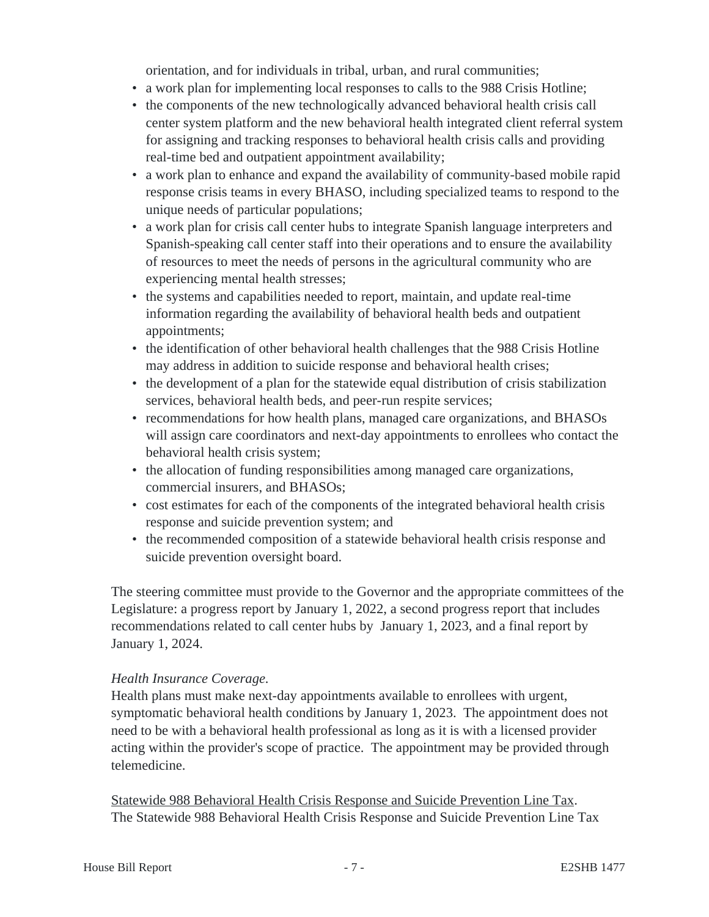orientation, and for individuals in tribal, urban, and rural communities;

- a work plan for implementing local responses to calls to the 988 Crisis Hotline;
- the components of the new technologically advanced behavioral health crisis call center system platform and the new behavioral health integrated client referral system for assigning and tracking responses to behavioral health crisis calls and providing real-time bed and outpatient appointment availability;
- a work plan to enhance and expand the availability of community-based mobile rapid response crisis teams in every BHASO, including specialized teams to respond to the unique needs of particular populations;
- a work plan for crisis call center hubs to integrate Spanish language interpreters and Spanish-speaking call center staff into their operations and to ensure the availability of resources to meet the needs of persons in the agricultural community who are experiencing mental health stresses;
- the systems and capabilities needed to report, maintain, and update real-time information regarding the availability of behavioral health beds and outpatient appointments;
- the identification of other behavioral health challenges that the 988 Crisis Hotline may address in addition to suicide response and behavioral health crises;
- the development of a plan for the statewide equal distribution of crisis stabilization services, behavioral health beds, and peer-run respite services;
- recommendations for how health plans, managed care organizations, and BHASOs will assign care coordinators and next-day appointments to enrollees who contact the behavioral health crisis system;
- the allocation of funding responsibilities among managed care organizations, commercial insurers, and BHASOs;
- cost estimates for each of the components of the integrated behavioral health crisis response and suicide prevention system; and
- the recommended composition of a statewide behavioral health crisis response and suicide prevention oversight board.

The steering committee must provide to the Governor and the appropriate committees of the Legislature: a progress report by January 1, 2022, a second progress report that includes recommendations related to call center hubs by January 1, 2023, and a final report by January 1, 2024.

*Health Insurance Coverage.*
Health plans must make next-day appointments available to enrollees with urgent, symptomatic behavioral health conditions by January 1, 2023. The appointment does not need to be with a behavioral health professional as long as it is with a licensed provider acting within the provider's scope of practice. The appointment may be provided through telemedicine.

<u>Statewide 988 Behavioral Health Crisis Response and Suicide Prevention Line Tax</u>.
The Statewide 988 Behavioral Health Crisis Response and Suicide Prevention Line Tax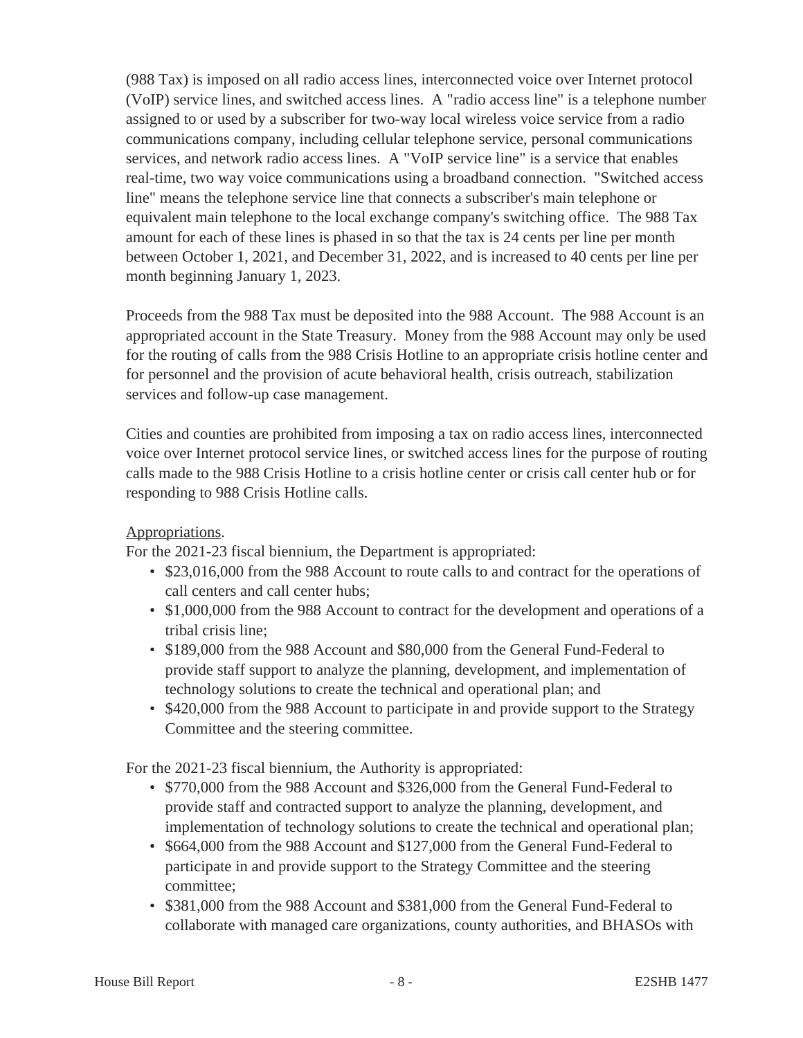(988 Tax) is imposed on all radio access lines, interconnected voice over Internet protocol (VoIP) service lines, and switched access lines. A "radio access line" is a telephone number assigned to or used by a subscriber for two-way local wireless voice service from a radio communications company, including cellular telephone service, personal communications services, and network radio access lines. A "VoIP service line" is a service that enables real-time, two way voice communications using a broadband connection. "Switched access line" means the telephone service line that connects a subscriber's main telephone or equivalent main telephone to the local exchange company's switching office. The 988 Tax amount for each of these lines is phased in so that the tax is 24 cents per line per month between October 1, 2021, and December 31, 2022, and is increased to 40 cents per line per month beginning January 1, 2023.

Proceeds from the 988 Tax must be deposited into the 988 Account. The 988 Account is an appropriated account in the State Treasury. Money from the 988 Account may only be used for the routing of calls from the 988 Crisis Hotline to an appropriate crisis hotline center and for personnel and the provision of acute behavioral health, crisis outreach, stabilization services and follow-up case management.

Cities and counties are prohibited from imposing a tax on radio access lines, interconnected voice over Internet protocol service lines, or switched access lines for the purpose of routing calls made to the 988 Crisis Hotline to a crisis hotline center or crisis call center hub or for responding to 988 Crisis Hotline calls.

Appropriations.

For the 2021-23 fiscal biennium, the Department is appropriated:

- $23,016,000 from the 988 Account to route calls to and contract for the operations of call centers and call center hubs;
- $1,000,000 from the 988 Account to contract for the development and operations of a tribal crisis line;
- $189,000 from the 988 Account and $80,000 from the General Fund-Federal to provide staff support to analyze the planning, development, and implementation of technology solutions to create the technical and operational plan; and
- $420,000 from the 988 Account to participate in and provide support to the Strategy Committee and the steering committee.

For the 2021-23 fiscal biennium, the Authority is appropriated:

- $770,000 from the 988 Account and $326,000 from the General Fund-Federal to provide staff and contracted support to analyze the planning, development, and implementation of technology solutions to create the technical and operational plan;
- $664,000 from the 988 Account and $127,000 from the General Fund-Federal to participate in and provide support to the Strategy Committee and the steering committee;
- $381,000 from the 988 Account and $381,000 from the General Fund-Federal to collaborate with managed care organizations, county authorities, and BHASOs with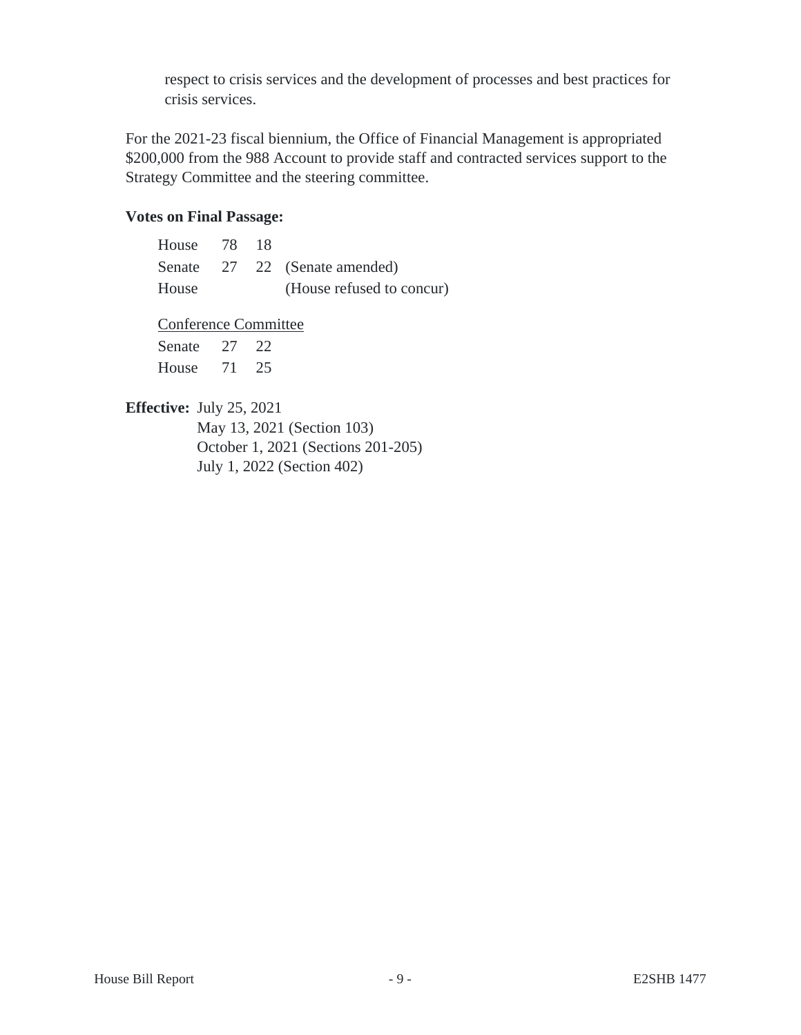respect to crisis services and the development of processes and best practices for crisis services.

For the 2021-23 fiscal biennium, the Office of Financial Management is appropriated $200,000 from the 988 Account to provide staff and contracted services support to the Strategy Committee and the steering committee.

**Votes on Final Passage:**

| | | | |
|---|---|---|---|
| House | 78 | 18 | |
| Senate | 27 | 22 | (Senate amended) |
| House | | | (House refused to concur) |

Conference Committee

| | | |
|---|---|---|
| Senate | 27 | 22 |
| House | 71 | 25 |

**Effective:** July 25, 2021
May 13, 2021 (Section 103)
October 1, 2021 (Sections 201-205)
July 1, 2022 (Section 402)